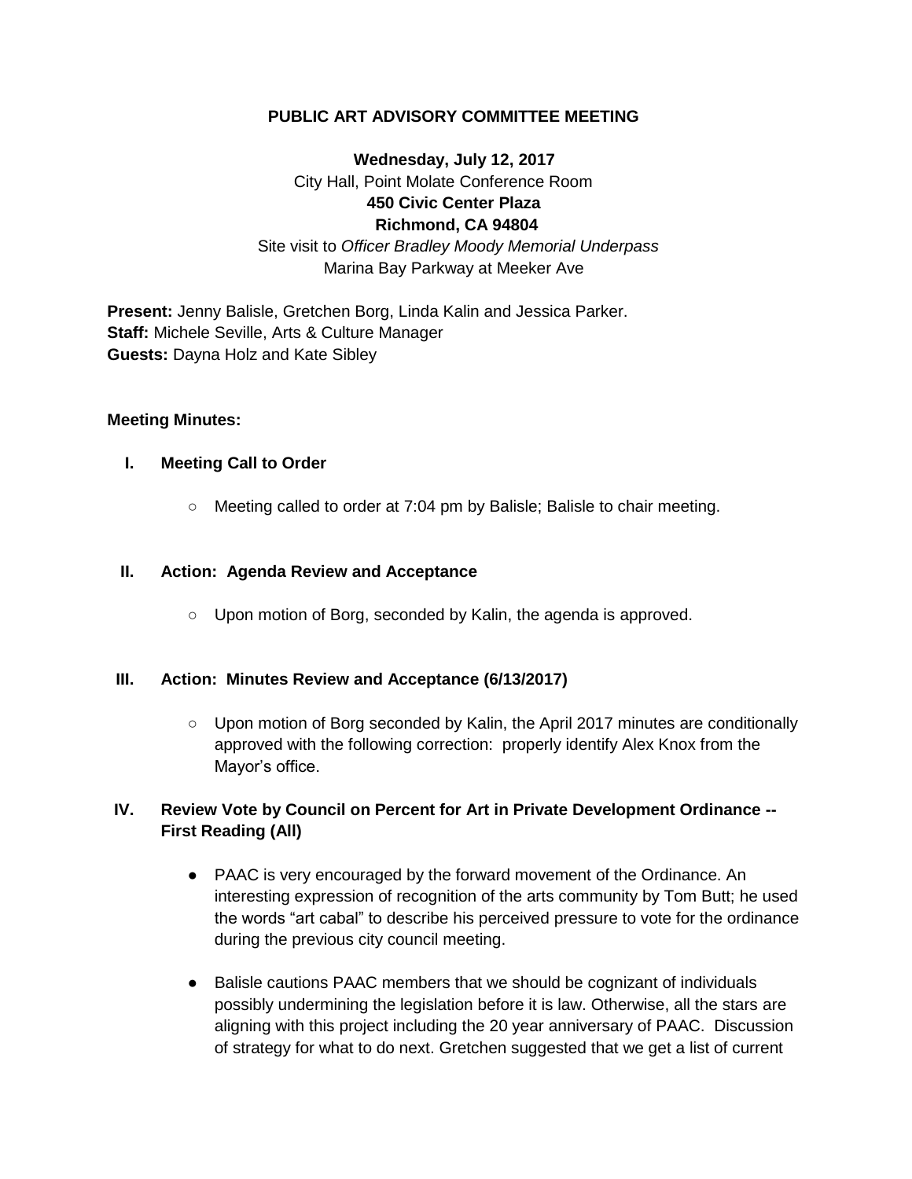**PUBLIC ART ADVISORY COMMITTEE MEETING**

**Wednesday, July 12, 2017**
City Hall, Point Molate Conference Room
**450 Civic Center Plaza**
**Richmond, CA 94804**
Site visit to *Officer Bradley Moody Memorial Underpass*
Marina Bay Parkway at Meeker Ave

**Present:** Jenny Balisle, Gretchen Borg, Linda Kalin and Jessica Parker.
**Staff:** Michele Seville, Arts & Culture Manager
**Guests:** Dayna Holz and Kate Sibley

**Meeting Minutes:**

**I. Meeting Call to Order**

- Meeting called to order at 7:04 pm by Balisle; Balisle to chair meeting.

**II. Action: Agenda Review and Acceptance**

- Upon motion of Borg, seconded by Kalin, the agenda is approved.

**III. Action: Minutes Review and Acceptance (6/13/2017)**

- Upon motion of Borg seconded by Kalin, the April 2017 minutes are conditionally approved with the following correction: properly identify Alex Knox from the Mayor's office.

**IV. Review Vote by Council on Percent for Art in Private Development Ordinance -- First Reading (All)**

- PAAC is very encouraged by the forward movement of the Ordinance. An interesting expression of recognition of the arts community by Tom Butt; he used the words "art cabal" to describe his perceived pressure to vote for the ordinance during the previous city council meeting.

- Balisle cautions PAAC members that we should be cognizant of individuals possibly undermining the legislation before it is law. Otherwise, all the stars are aligning with this project including the 20 year anniversary of PAAC. Discussion of strategy for what to do next. Gretchen suggested that we get a list of current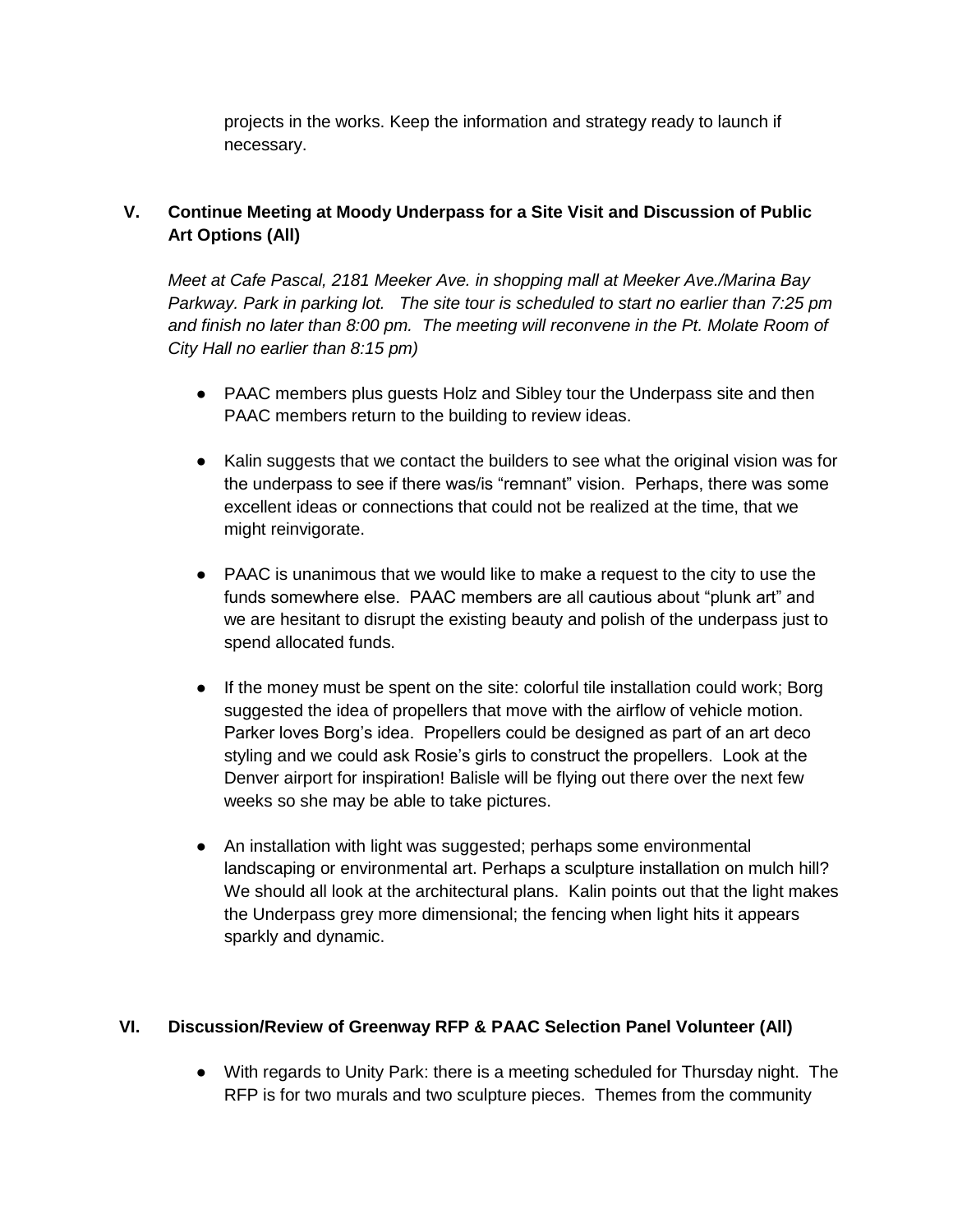projects in the works. Keep the information and strategy ready to launch if necessary.

## V. Continue Meeting at Moody Underpass for a Site Visit and Discussion of Public Art Options (All)

*Meet at Cafe Pascal, 2181 Meeker Ave. in shopping mall at Meeker Ave./Marina Bay Parkway. Park in parking lot. The site tour is scheduled to start no earlier than 7:25 pm and finish no later than 8:00 pm. The meeting will reconvene in the Pt. Molate Room of City Hall no earlier than 8:15 pm)*

- PAAC members plus guests Holz and Sibley tour the Underpass site and then PAAC members return to the building to review ideas.
- Kalin suggests that we contact the builders to see what the original vision was for the underpass to see if there was/is "remnant" vision. Perhaps, there was some excellent ideas or connections that could not be realized at the time, that we might reinvigorate.
- PAAC is unanimous that we would like to make a request to the city to use the funds somewhere else. PAAC members are all cautious about "plunk art" and we are hesitant to disrupt the existing beauty and polish of the underpass just to spend allocated funds.
- If the money must be spent on the site: colorful tile installation could work; Borg suggested the idea of propellers that move with the airflow of vehicle motion. Parker loves Borg's idea. Propellers could be designed as part of an art deco styling and we could ask Rosie's girls to construct the propellers. Look at the Denver airport for inspiration! Balisle will be flying out there over the next few weeks so she may be able to take pictures.
- An installation with light was suggested; perhaps some environmental landscaping or environmental art. Perhaps a sculpture installation on mulch hill? We should all look at the architectural plans. Kalin points out that the light makes the Underpass grey more dimensional; the fencing when light hits it appears sparkly and dynamic.

## VI. Discussion/Review of Greenway RFP & PAAC Selection Panel Volunteer (All)

- With regards to Unity Park: there is a meeting scheduled for Thursday night. The RFP is for two murals and two sculpture pieces. Themes from the community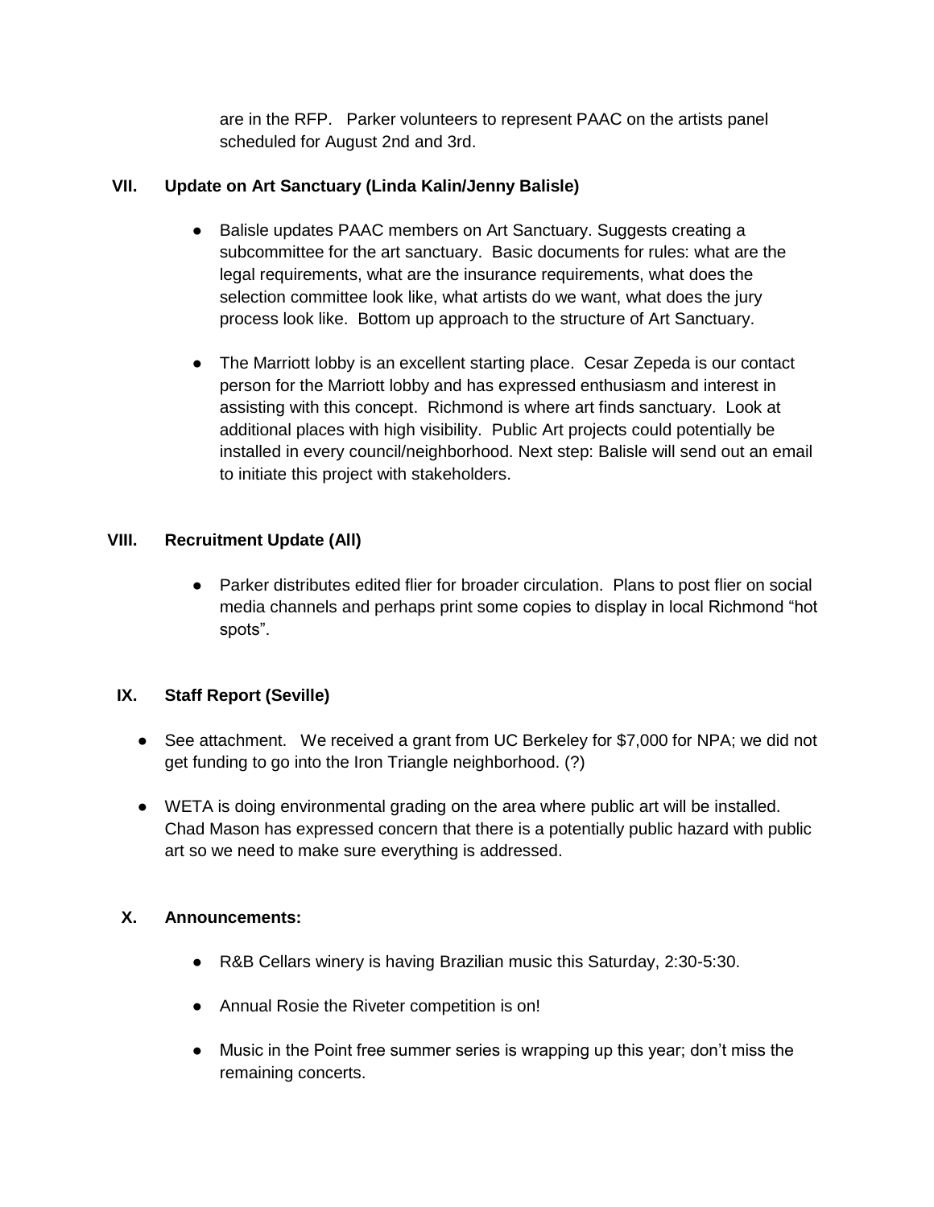are in the RFP. Parker volunteers to represent PAAC on the artists panel scheduled for August 2nd and 3rd.

**VII. Update on Art Sanctuary (Linda Kalin/Jenny Balisle)**

- Balisle updates PAAC members on Art Sanctuary. Suggests creating a subcommittee for the art sanctuary. Basic documents for rules: what are the legal requirements, what are the insurance requirements, what does the selection committee look like, what artists do we want, what does the jury process look like. Bottom up approach to the structure of Art Sanctuary.

- The Marriott lobby is an excellent starting place. Cesar Zepeda is our contact person for the Marriott lobby and has expressed enthusiasm and interest in assisting with this concept. Richmond is where art finds sanctuary. Look at additional places with high visibility. Public Art projects could potentially be installed in every council/neighborhood. Next step: Balisle will send out an email to initiate this project with stakeholders.

**VIII. Recruitment Update (All)**

- Parker distributes edited flier for broader circulation. Plans to post flier on social media channels and perhaps print some copies to display in local Richmond "hot spots".

**IX. Staff Report (Seville)**

- See attachment. We received a grant from UC Berkeley for $7,000 for NPA; we did not get funding to go into the Iron Triangle neighborhood. (?)

- WETA is doing environmental grading on the area where public art will be installed. Chad Mason has expressed concern that there is a potentially public hazard with public art so we need to make sure everything is addressed.

**X. Announcements:**

- R&B Cellars winery is having Brazilian music this Saturday, 2:30-5:30.

- Annual Rosie the Riveter competition is on!

- Music in the Point free summer series is wrapping up this year; don't miss the remaining concerts.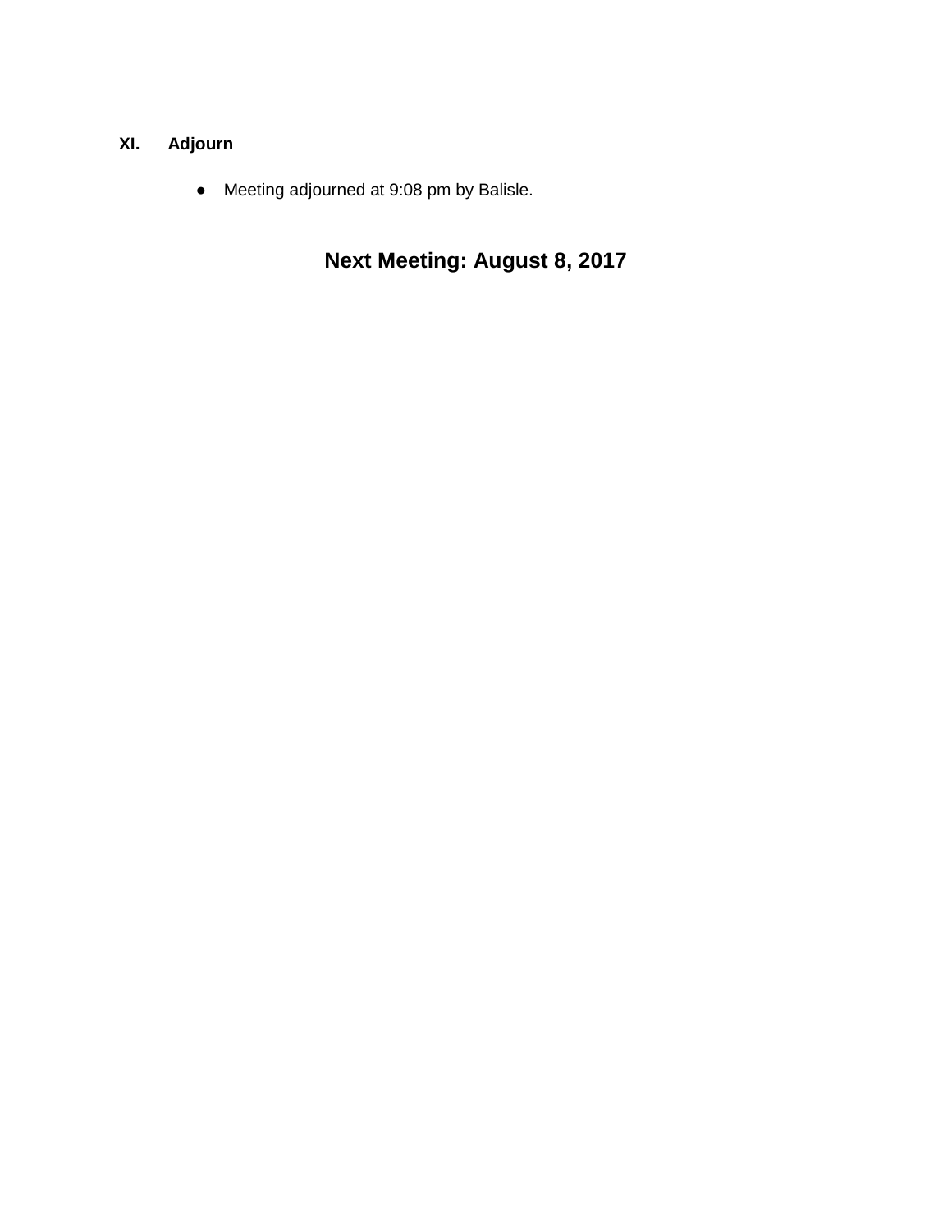## XI. Adjourn

- Meeting adjourned at 9:08 pm by Balisle.

# Next Meeting: August 8, 2017